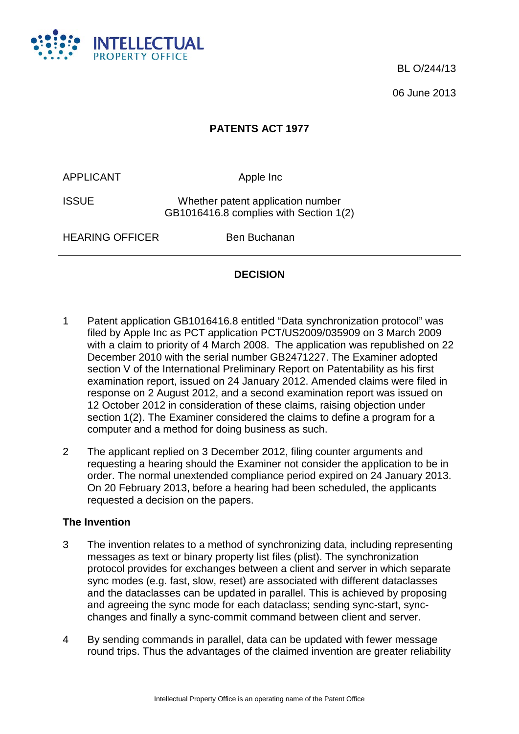BL O/244/13

06 June 2013

## PATENTS ACT 1977

| | |
|---|---|
| APPLICANT | Apple Inc |
| ISSUE | Whether patent application number GB1016416.8 complies with Section 1(2) |
| HEARING OFFICER | Ben Buchanan |

## DECISION

1 Patent application GB1016416.8 entitled "Data synchronization protocol" was filed by Apple Inc as PCT application PCT/US2009/035909 on 3 March 2009 with a claim to priority of 4 March 2008. The application was republished on 22 December 2010 with the serial number GB2471227. The Examiner adopted section V of the International Preliminary Report on Patentability as his first examination report, issued on 24 January 2012. Amended claims were filed in response on 2 August 2012, and a second examination report was issued on 12 October 2012 in consideration of these claims, raising objection under section 1(2). The Examiner considered the claims to define a program for a computer and a method for doing business as such.

2 The applicant replied on 3 December 2012, filing counter arguments and requesting a hearing should the Examiner not consider the application to be in order. The normal unextended compliance period expired on 24 January 2013. On 20 February 2013, before a hearing had been scheduled, the applicants requested a decision on the papers.

### The Invention

3 The invention relates to a method of synchronizing data, including representing messages as text or binary property list files (plist). The synchronization protocol provides for exchanges between a client and server in which separate sync modes (e.g. fast, slow, reset) are associated with different dataclasses and the dataclasses can be updated in parallel. This is achieved by proposing and agreeing the sync mode for each dataclass; sending sync-start, sync-changes and finally a sync-commit command between client and server.

4 By sending commands in parallel, data can be updated with fewer message round trips. Thus the advantages of the claimed invention are greater reliability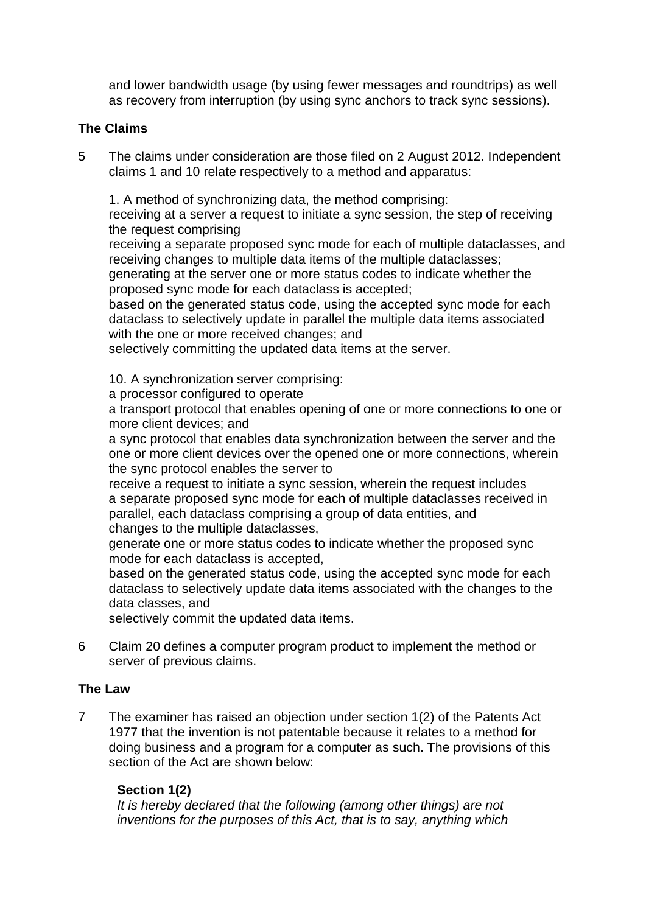and lower bandwidth usage (by using fewer messages and roundtrips) as well as recovery from interruption (by using sync anchors to track sync sessions).

**The Claims**

5 The claims under consideration are those filed on 2 August 2012. Independent claims 1 and 10 relate respectively to a method and apparatus:

1. A method of synchronizing data, the method comprising:
receiving at a server a request to initiate a sync session, the step of receiving the request comprising
receiving a separate proposed sync mode for each of multiple dataclasses, and receiving changes to multiple data items of the multiple dataclasses;
generating at the server one or more status codes to indicate whether the proposed sync mode for each dataclass is accepted;
based on the generated status code, using the accepted sync mode for each dataclass to selectively update in parallel the multiple data items associated with the one or more received changes; and
selectively committing the updated data items at the server.

10. A synchronization server comprising:
a processor configured to operate
a transport protocol that enables opening of one or more connections to one or more client devices; and
a sync protocol that enables data synchronization between the server and the one or more client devices over the opened one or more connections, wherein the sync protocol enables the server to
receive a request to initiate a sync session, wherein the request includes
a separate proposed sync mode for each of multiple dataclasses received in parallel, each dataclass comprising a group of data entities, and
changes to the multiple dataclasses,
generate one or more status codes to indicate whether the proposed sync mode for each dataclass is accepted,
based on the generated status code, using the accepted sync mode for each dataclass to selectively update data items associated with the changes to the data classes, and
selectively commit the updated data items.

6 Claim 20 defines a computer program product to implement the method or server of previous claims.

**The Law**

7 The examiner has raised an objection under section 1(2) of the Patents Act 1977 that the invention is not patentable because it relates to a method for doing business and a program for a computer as such. The provisions of this section of the Act are shown below:

**Section 1(2)**
*It is hereby declared that the following (among other things) are not inventions for the purposes of this Act, that is to say, anything which*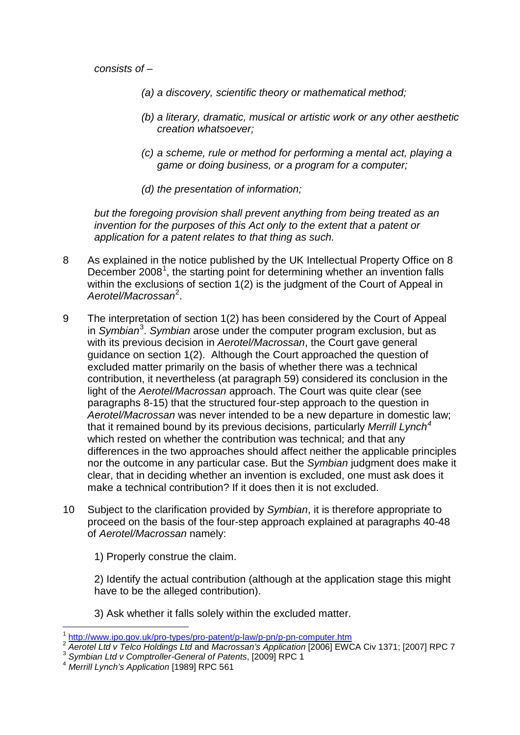*consists of –*

> *(a) a discovery, scientific theory or mathematical method;*
>
> *(b) a literary, dramatic, musical or artistic work or any other aesthetic creation whatsoever;*
>
> *(c) a scheme, rule or method for performing a mental act, playing a game or doing business, or a program for a computer;*
>
> *(d) the presentation of information;*

*but the foregoing provision shall prevent anything from being treated as an invention for the purposes of this Act only to the extent that a patent or application for a patent relates to that thing as such.*

8 As explained in the notice published by the UK Intellectual Property Office on 8 December 2008[1], the starting point for determining whether an invention falls within the exclusions of section 1(2) is the judgment of the Court of Appeal in *Aerotel/Macrossan*[2].

9 The interpretation of section 1(2) has been considered by the Court of Appeal in *Symbian*[3]. *Symbian* arose under the computer program exclusion, but as with its previous decision in *Aerotel/Macrossan*, the Court gave general guidance on section 1(2). Although the Court approached the question of excluded matter primarily on the basis of whether there was a technical contribution, it nevertheless (at paragraph 59) considered its conclusion in the light of the *Aerotel/Macrossan* approach. The Court was quite clear (see paragraphs 8-15) that the structured four-step approach to the question in *Aerotel/Macrossan* was never intended to be a new departure in domestic law; that it remained bound by its previous decisions, particularly *Merrill Lynch*[4] which rested on whether the contribution was technical; and that any differences in the two approaches should affect neither the applicable principles nor the outcome in any particular case. But the *Symbian* judgment does make it clear, that in deciding whether an invention is excluded, one must ask does it make a technical contribution? If it does then it is not excluded.

10 Subject to the clarification provided by *Symbian*, it is therefore appropriate to proceed on the basis of the four-step approach explained at paragraphs 40-48 of *Aerotel/Macrossan* namely:

1) Properly construe the claim.

2) Identify the actual contribution (although at the application stage this might have to be the alleged contribution).

3) Ask whether it falls solely within the excluded matter.

---

[1] http://www.ipo.gov.uk/pro-types/pro-patent/p-law/p-pn/p-pn-computer.htm

[2] *Aerotel Ltd v Telco Holdings Ltd* and *Macrossan's Application* [2006] EWCA Civ 1371; [2007] RPC 7

[3] *Symbian Ltd v Comptroller-General of Patents*, [2009] RPC 1

[4] *Merrill Lynch's Application* [1989] RPC 561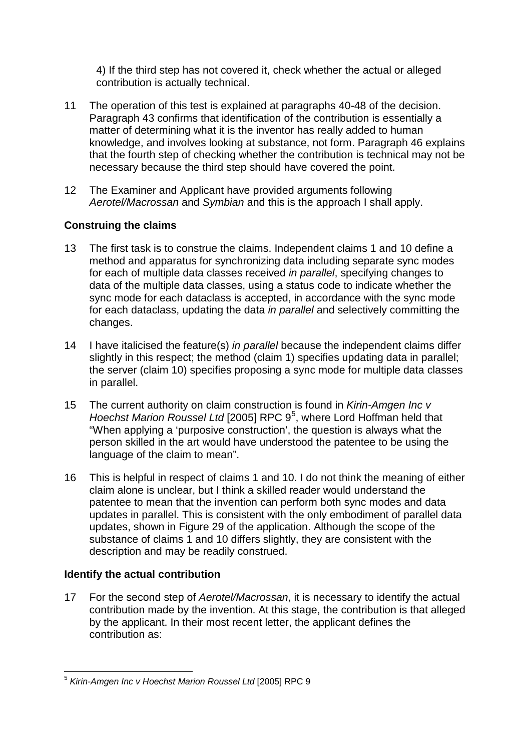4) If the third step has not covered it, check whether the actual or alleged contribution is actually technical.

11 The operation of this test is explained at paragraphs 40-48 of the decision. Paragraph 43 confirms that identification of the contribution is essentially a matter of determining what it is the inventor has really added to human knowledge, and involves looking at substance, not form. Paragraph 46 explains that the fourth step of checking whether the contribution is technical may not be necessary because the third step should have covered the point.

12 The Examiner and Applicant have provided arguments following *Aerotel/Macrossan* and *Symbian* and this is the approach I shall apply.

### Construing the claims

13 The first task is to construe the claims. Independent claims 1 and 10 define a method and apparatus for synchronizing data including separate sync modes for each of multiple data classes received *in parallel*, specifying changes to data of the multiple data classes, using a status code to indicate whether the sync mode for each dataclass is accepted, in accordance with the sync mode for each dataclass, updating the data *in parallel* and selectively committing the changes.

14 I have italicised the feature(s) *in parallel* because the independent claims differ slightly in this respect; the method (claim 1) specifies updating data in parallel; the server (claim 10) specifies proposing a sync mode for multiple data classes in parallel.

15 The current authority on claim construction is found in *Kirin-Amgen Inc v Hoechst Marion Roussel Ltd* [2005] RPC 9[5], where Lord Hoffman held that "When applying a 'purposive construction', the question is always what the person skilled in the art would have understood the patentee to be using the language of the claim to mean".

16 This is helpful in respect of claims 1 and 10. I do not think the meaning of either claim alone is unclear, but I think a skilled reader would understand the patentee to mean that the invention can perform both sync modes and data updates in parallel. This is consistent with the only embodiment of parallel data updates, shown in Figure 29 of the application. Although the scope of the substance of claims 1 and 10 differs slightly, they are consistent with the description and may be readily construed.

### Identify the actual contribution

17 For the second step of *Aerotel/Macrossan*, it is necessary to identify the actual contribution made by the invention. At this stage, the contribution is that alleged by the applicant. In their most recent letter, the applicant defines the contribution as:

---

[5] *Kirin-Amgen Inc v Hoechst Marion Roussel Ltd* [2005] RPC 9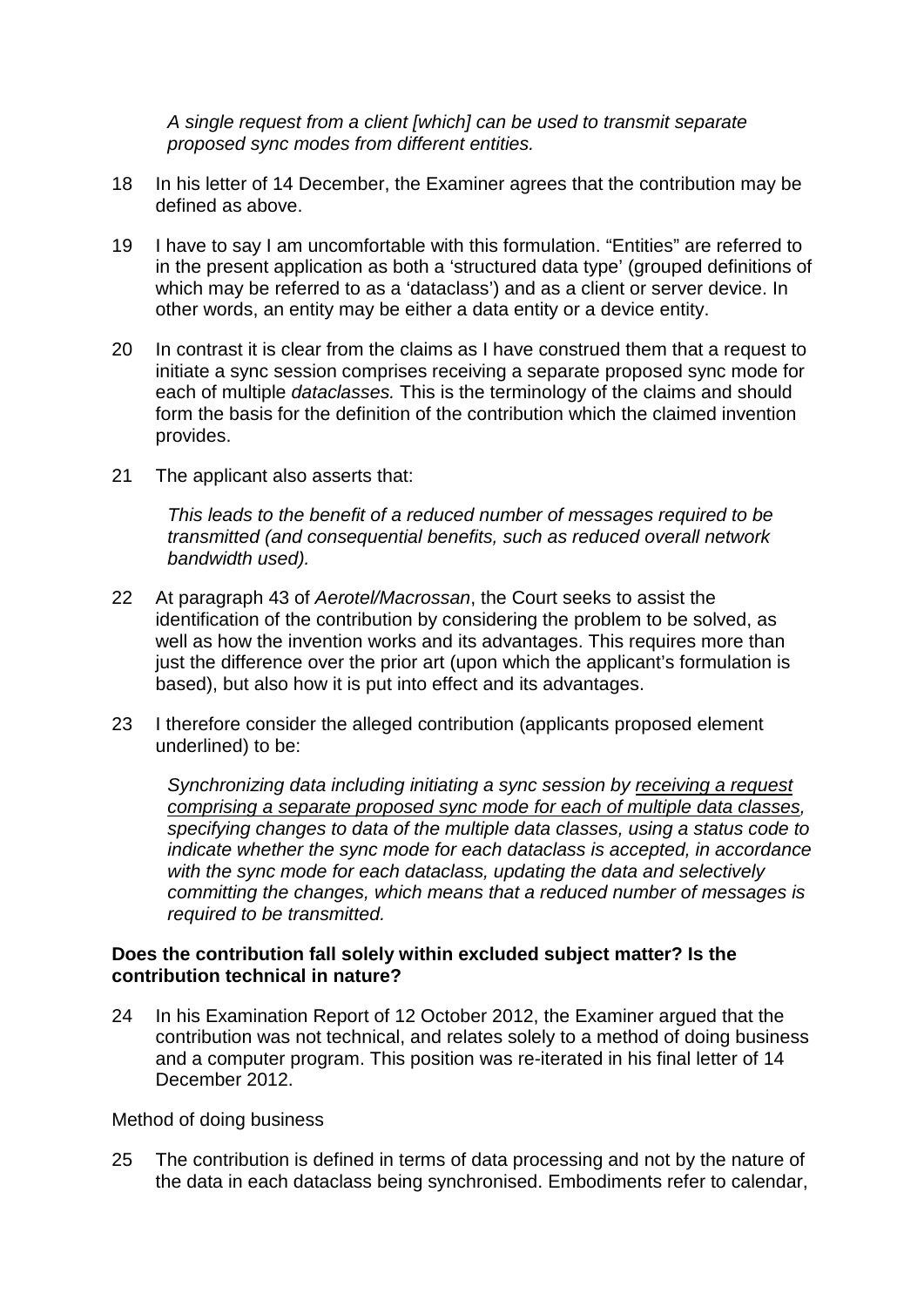*A single request from a client [which] can be used to transmit separate proposed sync modes from different entities.*

18 In his letter of 14 December, the Examiner agrees that the contribution may be defined as above.

19 I have to say I am uncomfortable with this formulation. "Entities" are referred to in the present application as both a 'structured data type' (grouped definitions of which may be referred to as a 'dataclass') and as a client or server device. In other words, an entity may be either a data entity or a device entity.

20 In contrast it is clear from the claims as I have construed them that a request to initiate a sync session comprises receiving a separate proposed sync mode for each of multiple *dataclasses.* This is the terminology of the claims and should form the basis for the definition of the contribution which the claimed invention provides.

21 The applicant also asserts that:

*This leads to the benefit of a reduced number of messages required to be transmitted (and consequential benefits, such as reduced overall network bandwidth used).*

22 At paragraph 43 of *Aerotel/Macrossan*, the Court seeks to assist the identification of the contribution by considering the problem to be solved, as well as how the invention works and its advantages. This requires more than just the difference over the prior art (upon which the applicant's formulation is based), but also how it is put into effect and its advantages.

23 I therefore consider the alleged contribution (applicants proposed element underlined) to be:

*Synchronizing data including initiating a sync session by <u>receiving a request comprising a separate proposed sync mode for each of multiple data classes</u>, specifying changes to data of the multiple data classes, using a status code to indicate whether the sync mode for each dataclass is accepted, in accordance with the sync mode for each dataclass, updating the data and selectively committing the changes, which means that a reduced number of messages is required to be transmitted.*

**Does the contribution fall solely within excluded subject matter? Is the contribution technical in nature?**

24 In his Examination Report of 12 October 2012, the Examiner argued that the contribution was not technical, and relates solely to a method of doing business and a computer program. This position was re-iterated in his final letter of 14 December 2012.

Method of doing business

25 The contribution is defined in terms of data processing and not by the nature of the data in each dataclass being synchronised. Embodiments refer to calendar,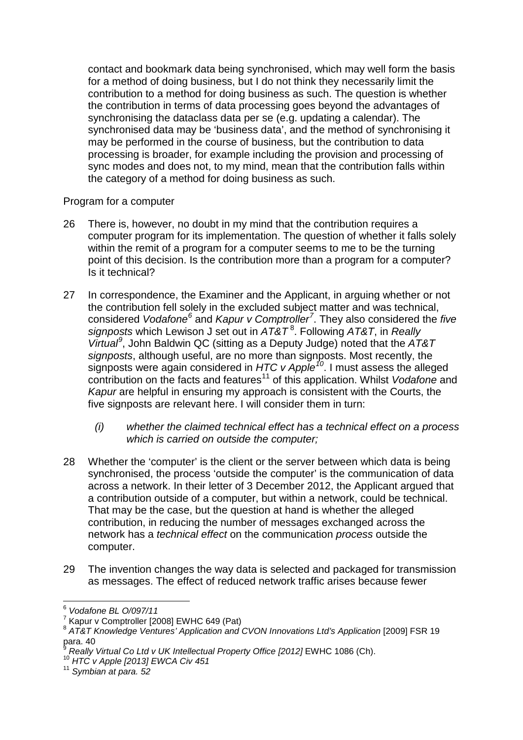contact and bookmark data being synchronised, which may well form the basis for a method of doing business, but I do not think they necessarily limit the contribution to a method for doing business as such. The question is whether the contribution in terms of data processing goes beyond the advantages of synchronising the dataclass data per se (e.g. updating a calendar). The synchronised data may be 'business data', and the method of synchronising it may be performed in the course of business, but the contribution to data processing is broader, for example including the provision and processing of sync modes and does not, to my mind, mean that the contribution falls within the category of a method for doing business as such.

Program for a computer

26 There is, however, no doubt in my mind that the contribution requires a computer program for its implementation. The question of whether it falls solely within the remit of a program for a computer seems to me to be the turning point of this decision. Is the contribution more than a program for a computer? Is it technical?

27 In correspondence, the Examiner and the Applicant, in arguing whether or not the contribution fell solely in the excluded subject matter and was technical, considered *Vodafone*[6] and *Kapur v Comptroller*[7]. They also considered the *five signposts* which Lewison J set out in *AT&T*[8]. Following *AT&T*, in *Really Virtual*[9], John Baldwin QC (sitting as a Deputy Judge) noted that the *AT&T signposts*, although useful, are no more than signposts. Most recently, the signposts were again considered in *HTC v Apple*[10]. I must assess the alleged contribution on the facts and features[11] of this application. Whilst *Vodafone* and *Kapur* are helpful in ensuring my approach is consistent with the Courts, the five signposts are relevant here. I will consider them in turn:

> *(i) whether the claimed technical effect has a technical effect on a process which is carried on outside the computer;*

28 Whether the 'computer' is the client or the server between which data is being synchronised, the process 'outside the computer' is the communication of data across a network. In their letter of 3 December 2012, the Applicant argued that a contribution outside of a computer, but within a network, could be technical. That may be the case, but the question at hand is whether the alleged contribution, in reducing the number of messages exchanged across the network has a *technical effect* on the communication *process* outside the computer.

29 The invention changes the way data is selected and packaged for transmission as messages. The effect of reduced network traffic arises because fewer

---

[6] *Vodafone BL O/097/11*

[7] Kapur v Comptroller [2008] EWHC 649 (Pat)

[8] *AT&T Knowledge Ventures' Application and CVON Innovations Ltd's Application* [2009] FSR 19 para. 40

[9] *Really Virtual Co Ltd v UK Intellectual Property Office [2012]* EWHC 1086 (Ch).

[10] *HTC v Apple [2013] EWCA Civ 451*

[11] *Symbian at para. 52*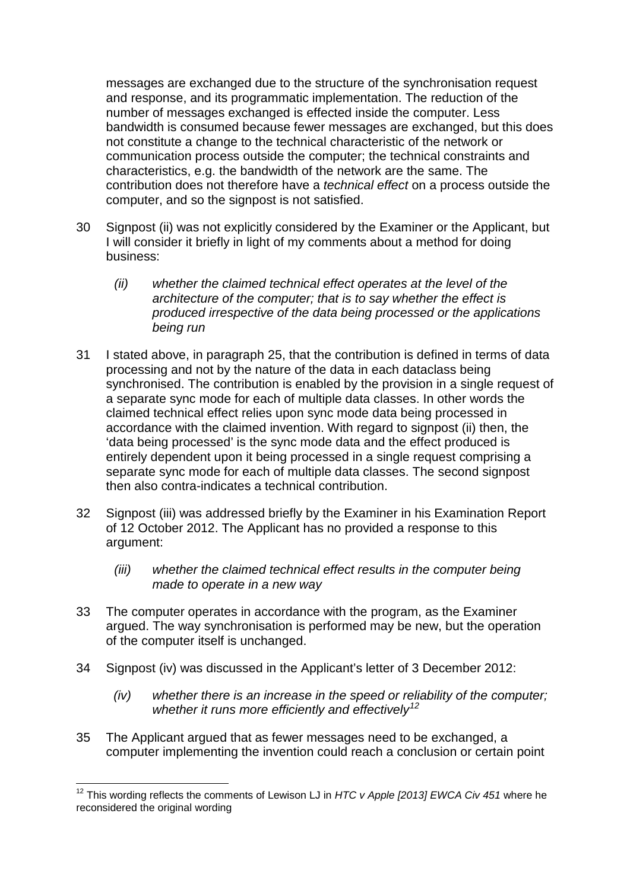messages are exchanged due to the structure of the synchronisation request and response, and its programmatic implementation. The reduction of the number of messages exchanged is effected inside the computer. Less bandwidth is consumed because fewer messages are exchanged, but this does not constitute a change to the technical characteristic of the network or communication process outside the computer; the technical constraints and characteristics, e.g. the bandwidth of the network are the same. The contribution does not therefore have a *technical effect* on a process outside the computer, and so the signpost is not satisfied.

30 Signpost (ii) was not explicitly considered by the Examiner or the Applicant, but I will consider it briefly in light of my comments about a method for doing business:

> *(ii) whether the claimed technical effect operates at the level of the architecture of the computer; that is to say whether the effect is produced irrespective of the data being processed or the applications being run*

31 I stated above, in paragraph 25, that the contribution is defined in terms of data processing and not by the nature of the data in each dataclass being synchronised. The contribution is enabled by the provision in a single request of a separate sync mode for each of multiple data classes. In other words the claimed technical effect relies upon sync mode data being processed in accordance with the claimed invention. With regard to signpost (ii) then, the 'data being processed' is the sync mode data and the effect produced is entirely dependent upon it being processed in a single request comprising a separate sync mode for each of multiple data classes. The second signpost then also contra-indicates a technical contribution.

32 Signpost (iii) was addressed briefly by the Examiner in his Examination Report of 12 October 2012. The Applicant has no provided a response to this argument:

> *(iii) whether the claimed technical effect results in the computer being made to operate in a new way*

33 The computer operates in accordance with the program, as the Examiner argued. The way synchronisation is performed may be new, but the operation of the computer itself is unchanged.

34 Signpost (iv) was discussed in the Applicant's letter of 3 December 2012:

> *(iv) whether there is an increase in the speed or reliability of the computer; whether it runs more efficiently and effectively*[12]

35 The Applicant argued that as fewer messages need to be exchanged, a computer implementing the invention could reach a conclusion or certain point

---

[12] This wording reflects the comments of Lewison LJ in *HTC v Apple [2013] EWCA Civ 451* where he reconsidered the original wording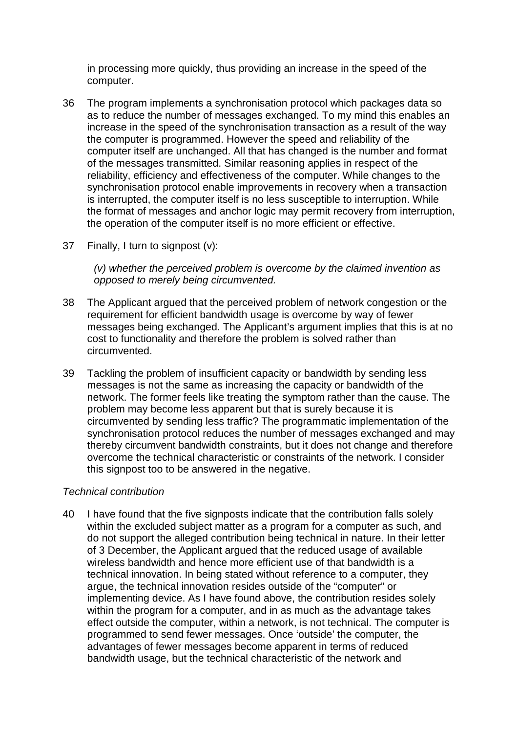in processing more quickly, thus providing an increase in the speed of the computer.

36 The program implements a synchronisation protocol which packages data so as to reduce the number of messages exchanged. To my mind this enables an increase in the speed of the synchronisation transaction as a result of the way the computer is programmed. However the speed and reliability of the computer itself are unchanged. All that has changed is the number and format of the messages transmitted. Similar reasoning applies in respect of the reliability, efficiency and effectiveness of the computer. While changes to the synchronisation protocol enable improvements in recovery when a transaction is interrupted, the computer itself is no less susceptible to interruption. While the format of messages and anchor logic may permit recovery from interruption, the operation of the computer itself is no more efficient or effective.

37 Finally, I turn to signpost (v):

> *(v) whether the perceived problem is overcome by the claimed invention as opposed to merely being circumvented.*

38 The Applicant argued that the perceived problem of network congestion or the requirement for efficient bandwidth usage is overcome by way of fewer messages being exchanged. The Applicant's argument implies that this is at no cost to functionality and therefore the problem is solved rather than circumvented.

39 Tackling the problem of insufficient capacity or bandwidth by sending less messages is not the same as increasing the capacity or bandwidth of the network. The former feels like treating the symptom rather than the cause. The problem may become less apparent but that is surely because it is circumvented by sending less traffic? The programmatic implementation of the synchronisation protocol reduces the number of messages exchanged and may thereby circumvent bandwidth constraints, but it does not change and therefore overcome the technical characteristic or constraints of the network. I consider this signpost too to be answered in the negative.

*Technical contribution*

40 I have found that the five signposts indicate that the contribution falls solely within the excluded subject matter as a program for a computer as such, and do not support the alleged contribution being technical in nature. In their letter of 3 December, the Applicant argued that the reduced usage of available wireless bandwidth and hence more efficient use of that bandwidth is a technical innovation. In being stated without reference to a computer, they argue, the technical innovation resides outside of the "computer" or implementing device. As I have found above, the contribution resides solely within the program for a computer, and in as much as the advantage takes effect outside the computer, within a network, is not technical. The computer is programmed to send fewer messages. Once 'outside' the computer, the advantages of fewer messages become apparent in terms of reduced bandwidth usage, but the technical characteristic of the network and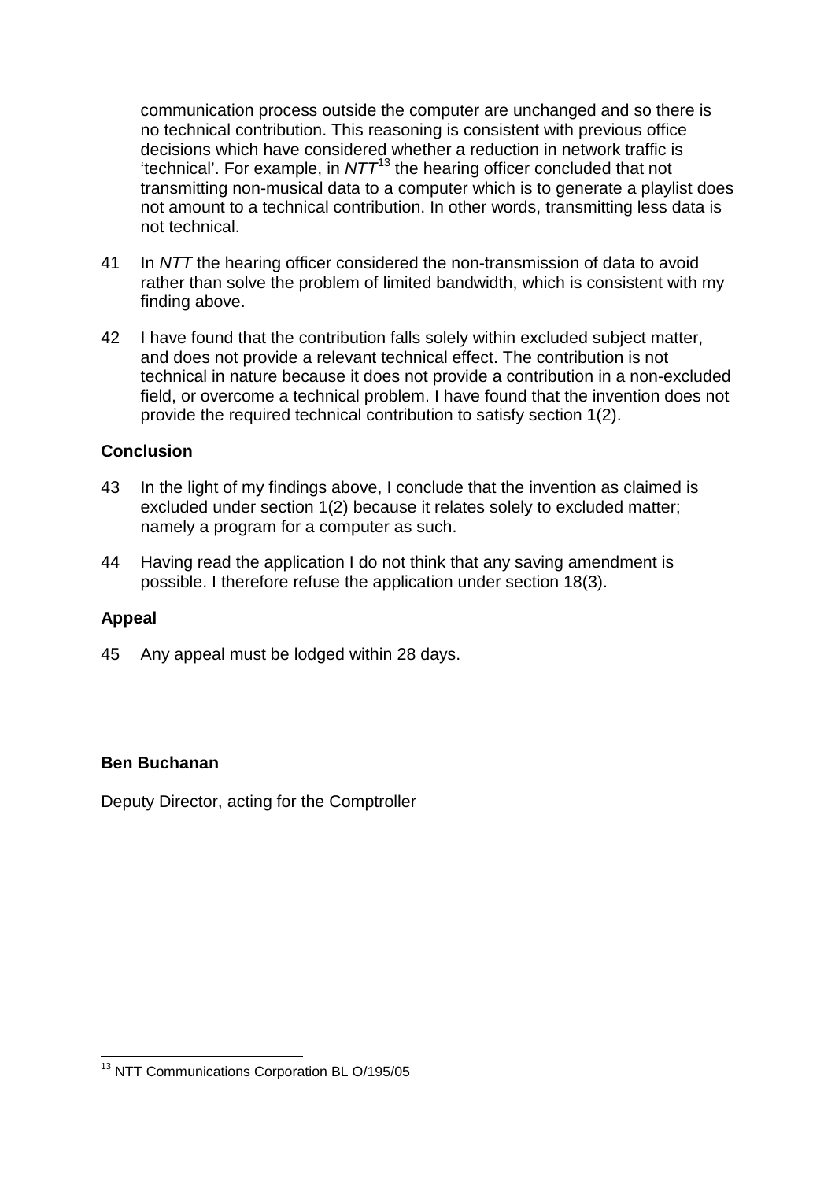communication process outside the computer are unchanged and so there is no technical contribution. This reasoning is consistent with previous office decisions which have considered whether a reduction in network traffic is 'technical'. For example, in *NTT*[13] the hearing officer concluded that not transmitting non-musical data to a computer which is to generate a playlist does not amount to a technical contribution. In other words, transmitting less data is not technical.

41 In *NTT* the hearing officer considered the non-transmission of data to avoid rather than solve the problem of limited bandwidth, which is consistent with my finding above.

42 I have found that the contribution falls solely within excluded subject matter, and does not provide a relevant technical effect. The contribution is not technical in nature because it does not provide a contribution in a non-excluded field, or overcome a technical problem. I have found that the invention does not provide the required technical contribution to satisfy section 1(2).

## Conclusion

43 In the light of my findings above, I conclude that the invention as claimed is excluded under section 1(2) because it relates solely to excluded matter; namely a program for a computer as such.

44 Having read the application I do not think that any saving amendment is possible. I therefore refuse the application under section 18(3).

## Appeal

45 Any appeal must be lodged within 28 days.

**Ben Buchanan**

Deputy Director, acting for the Comptroller

---

[13] NTT Communications Corporation BL O/195/05